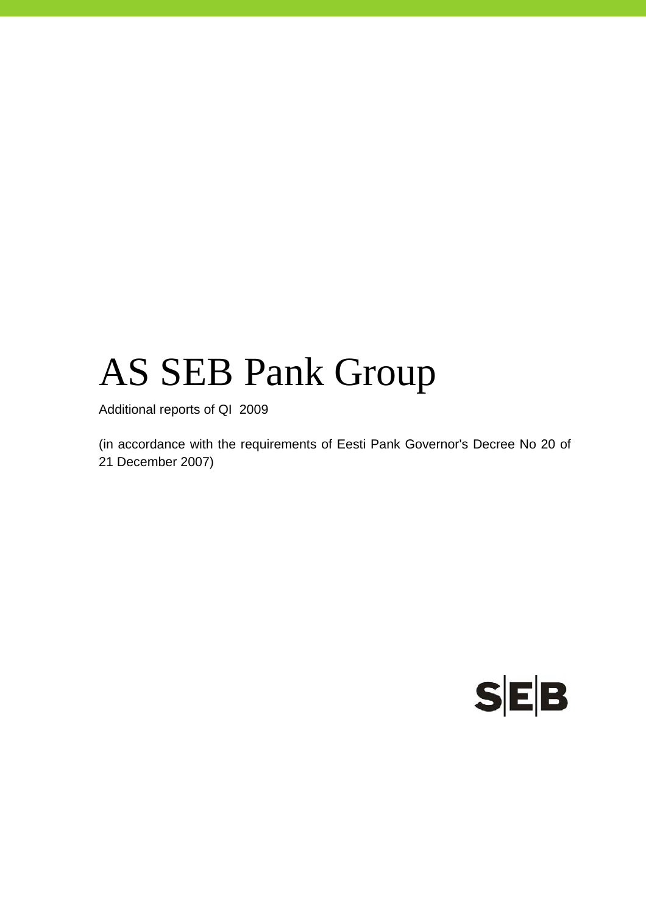# AS SEB Pank Group

Additional reports of QI 2009

(in accordance with the requirements of Eesti Pank Governor's Decree No 20 of 21 December 2007)

SEB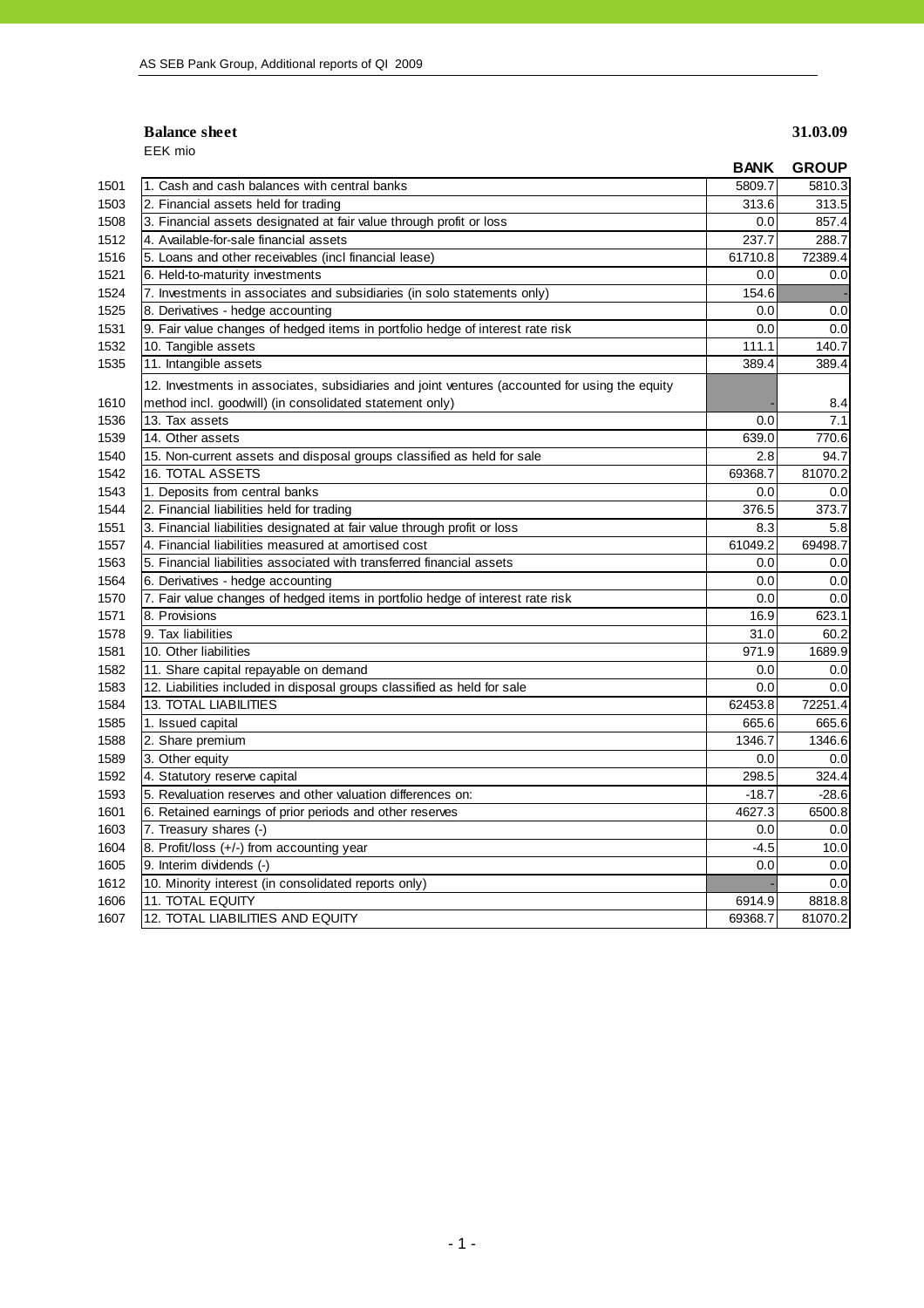**Balance sheet** **31.03.09**

EEK mio

| | | BANK | GROUP |
|---|---|---|---|
| 1501 | 1. Cash and cash balances with central banks | 5809.7 | 5810.3 |
| 1503 | 2. Financial assets held for trading | 313.6 | 313.5 |
| 1508 | 3. Financial assets designated at fair value through profit or loss | 0.0 | 857.4 |
| 1512 | 4. Available-for-sale financial assets | 237.7 | 288.7 |
| 1516 | 5. Loans and other receivables (incl financial lease) | 61710.8 | 72389.4 |
| 1521 | 6. Held-to-maturity investments | 0.0 | 0.0 |
| 1524 | 7. Investments in associates and subsidiaries (in solo statements only) | 154.6 | - |
| 1525 | 8. Derivatives - hedge accounting | 0.0 | 0.0 |
| 1531 | 9. Fair value changes of hedged items in portfolio hedge of interest rate risk | 0.0 | 0.0 |
| 1532 | 10. Tangible assets | 111.1 | 140.7 |
| 1535 | 11. Intangible assets | 389.4 | 389.4 |
| 1610 | 12. Investments in associates, subsidiaries and joint ventures (accounted for using the equity method incl. goodwill) (in consolidated statement only) | - | 8.4 |
| 1536 | 13. Tax assets | 0.0 | 7.1 |
| 1539 | 14. Other assets | 639.0 | 770.6 |
| 1540 | 15. Non-current assets and disposal groups classified as held for sale | 2.8 | 94.7 |
| 1542 | 16. TOTAL ASSETS | 69368.7 | 81070.2 |
| 1543 | 1. Deposits from central banks | 0.0 | 0.0 |
| 1544 | 2. Financial liabilities held for trading | 376.5 | 373.7 |
| 1551 | 3. Financial liabilities designated at fair value through profit or loss | 8.3 | 5.8 |
| 1557 | 4. Financial liabilities measured at amortised cost | 61049.2 | 69498.7 |
| 1563 | 5. Financial liabilities associated with transferred financial assets | 0.0 | 0.0 |
| 1564 | 6. Derivatives - hedge accounting | 0.0 | 0.0 |
| 1570 | 7. Fair value changes of hedged items in portfolio hedge of interest rate risk | 0.0 | 0.0 |
| 1571 | 8. Provisions | 16.9 | 623.1 |
| 1578 | 9. Tax liabilities | 31.0 | 60.2 |
| 1581 | 10. Other liabilities | 971.9 | 1689.9 |
| 1582 | 11. Share capital repayable on demand | 0.0 | 0.0 |
| 1583 | 12. Liabilities included in disposal groups classified as held for sale | 0.0 | 0.0 |
| 1584 | 13. TOTAL LIABILITIES | 62453.8 | 72251.4 |
| 1585 | 1. Issued capital | 665.6 | 665.6 |
| 1588 | 2. Share premium | 1346.7 | 1346.6 |
| 1589 | 3. Other equity | 0.0 | 0.0 |
| 1592 | 4. Statutory reserve capital | 298.5 | 324.4 |
| 1593 | 5. Revaluation reserves and other valuation differences on: | -18.7 | -28.6 |
| 1601 | 6. Retained earnings of prior periods and other reserves | 4627.3 | 6500.8 |
| 1603 | 7. Treasury shares (-) | 0.0 | 0.0 |
| 1604 | 8. Profit/loss (+/-) from accounting year | -4.5 | 10.0 |
| 1605 | 9. Interim dividends (-) | 0.0 | 0.0 |
| 1612 | 10. Minority interest (in consolidated reports only) | - | 0.0 |
| 1606 | 11. TOTAL EQUITY | 6914.9 | 8818.8 |
| 1607 | 12. TOTAL LIABILITIES AND EQUITY | 69368.7 | 81070.2 |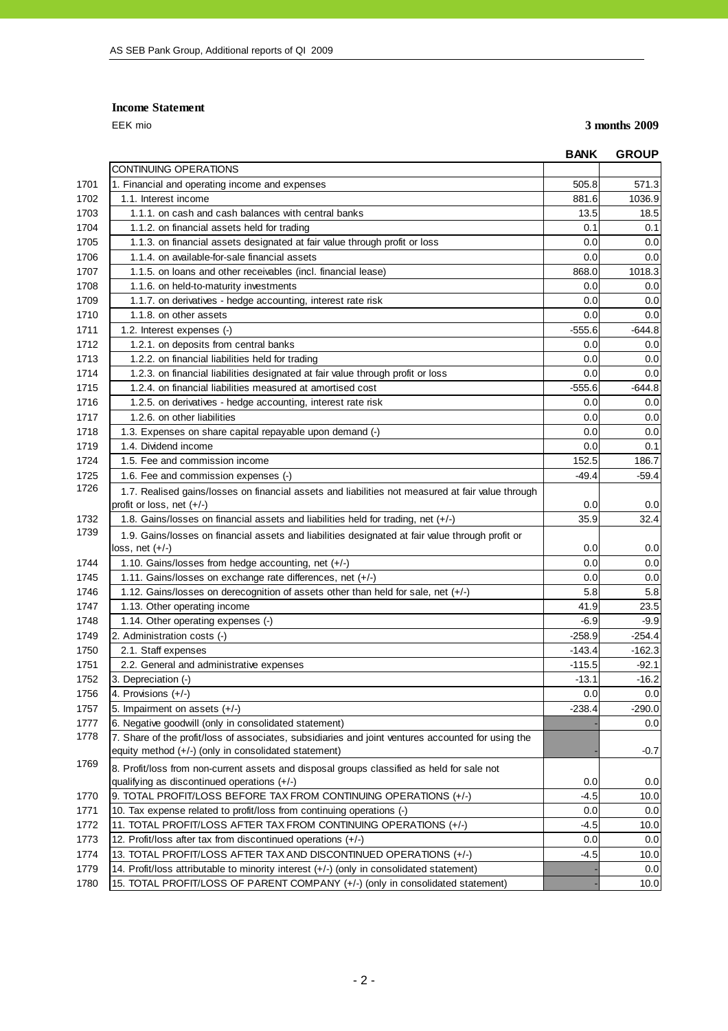## Income Statement

EEK mio

**3 months 2009**

| | | BANK | GROUP |
|---|---|---|---|
| | CONTINUING OPERATIONS | | |
| 1701 | 1. Financial and operating income and expenses | 505.8 | 571.3 |
| 1702 | 1.1. Interest income | 881.6 | 1036.9 |
| 1703 | 1.1.1. on cash and cash balances with central banks | 13.5 | 18.5 |
| 1704 | 1.1.2. on financial assets held for trading | 0.1 | 0.1 |
| 1705 | 1.1.3. on financial assets designated at fair value through profit or loss | 0.0 | 0.0 |
| 1706 | 1.1.4. on available-for-sale financial assets | 0.0 | 0.0 |
| 1707 | 1.1.5. on loans and other receivables (incl. financial lease) | 868.0 | 1018.3 |
| 1708 | 1.1.6. on held-to-maturity investments | 0.0 | 0.0 |
| 1709 | 1.1.7. on derivatives - hedge accounting, interest rate risk | 0.0 | 0.0 |
| 1710 | 1.1.8. on other assets | 0.0 | 0.0 |
| 1711 | 1.2. Interest expenses (-) | -555.6 | -644.8 |
| 1712 | 1.2.1. on deposits from central banks | 0.0 | 0.0 |
| 1713 | 1.2.2. on financial liabilities held for trading | 0.0 | 0.0 |
| 1714 | 1.2.3. on financial liabilities designated at fair value through profit or loss | 0.0 | 0.0 |
| 1715 | 1.2.4. on financial liabilities measured at amortised cost | -555.6 | -644.8 |
| 1716 | 1.2.5. on derivatives - hedge accounting, interest rate risk | 0.0 | 0.0 |
| 1717 | 1.2.6. on other liabilities | 0.0 | 0.0 |
| 1718 | 1.3. Expenses on share capital repayable upon demand (-) | 0.0 | 0.0 |
| 1719 | 1.4. Dividend income | 0.0 | 0.1 |
| 1724 | 1.5. Fee and commission income | 152.5 | 186.7 |
| 1725 | 1.6. Fee and commission expenses (-) | -49.4 | -59.4 |
| 1726 | 1.7. Realised gains/losses on financial assets and liabilities not measured at fair value through profit or loss, net (+/-) | 0.0 | 0.0 |
| 1732 | 1.8. Gains/losses on financial assets and liabilities held for trading, net (+/-) | 35.9 | 32.4 |
| 1739 | 1.9. Gains/losses on financial assets and liabilities designated at fair value through profit or loss, net (+/-) | 0.0 | 0.0 |
| 1744 | 1.10. Gains/losses from hedge accounting, net (+/-) | 0.0 | 0.0 |
| 1745 | 1.11. Gains/losses on exchange rate differences, net (+/-) | 0.0 | 0.0 |
| 1746 | 1.12. Gains/losses on derecognition of assets other than held for sale, net (+/-) | 5.8 | 5.8 |
| 1747 | 1.13. Other operating income | 41.9 | 23.5 |
| 1748 | 1.14. Other operating expenses (-) | -6.9 | -9.9 |
| 1749 | 2. Administration costs (-) | -258.9 | -254.4 |
| 1750 | 2.1. Staff expenses | -143.4 | -162.3 |
| 1751 | 2.2. General and administrative expenses | -115.5 | -92.1 |
| 1752 | 3. Depreciation (-) | -13.1 | -16.2 |
| 1756 | 4. Provisions (+/-) | 0.0 | 0.0 |
| 1757 | 5. Impairment on assets (+/-) | -238.4 | -290.0 |
| 1777 | 6. Negative goodwill (only in consolidated statement) | - | 0.0 |
| 1778 | 7. Share of the profit/loss of associates, subsidiaries and joint ventures accounted for using the equity method (+/-) (only in consolidated statement) | - | -0.7 |
| 1769 | 8. Profit/loss from non-current assets and disposal groups classified as held for sale not qualifying as discontinued operations (+/-) | 0.0 | 0.0 |
| 1770 | 9. TOTAL PROFIT/LOSS BEFORE TAX FROM CONTINUING OPERATIONS (+/-) | -4.5 | 10.0 |
| 1771 | 10. Tax expense related to profit/loss from continuing operations (-) | 0.0 | 0.0 |
| 1772 | 11. TOTAL PROFIT/LOSS AFTER TAX FROM CONTINUING OPERATIONS (+/-) | -4.5 | 10.0 |
| 1773 | 12. Profit/loss after tax from discontinued operations (+/-) | 0.0 | 0.0 |
| 1774 | 13. TOTAL PROFIT/LOSS AFTER TAX AND DISCONTINUED OPERATIONS (+/-) | -4.5 | 10.0 |
| 1779 | 14. Profit/loss attributable to minority interest (+/-) (only in consolidated statement) | - | 0.0 |
| 1780 | 15. TOTAL PROFIT/LOSS OF PARENT COMPANY (+/-) (only in consolidated statement) | - | 10.0 |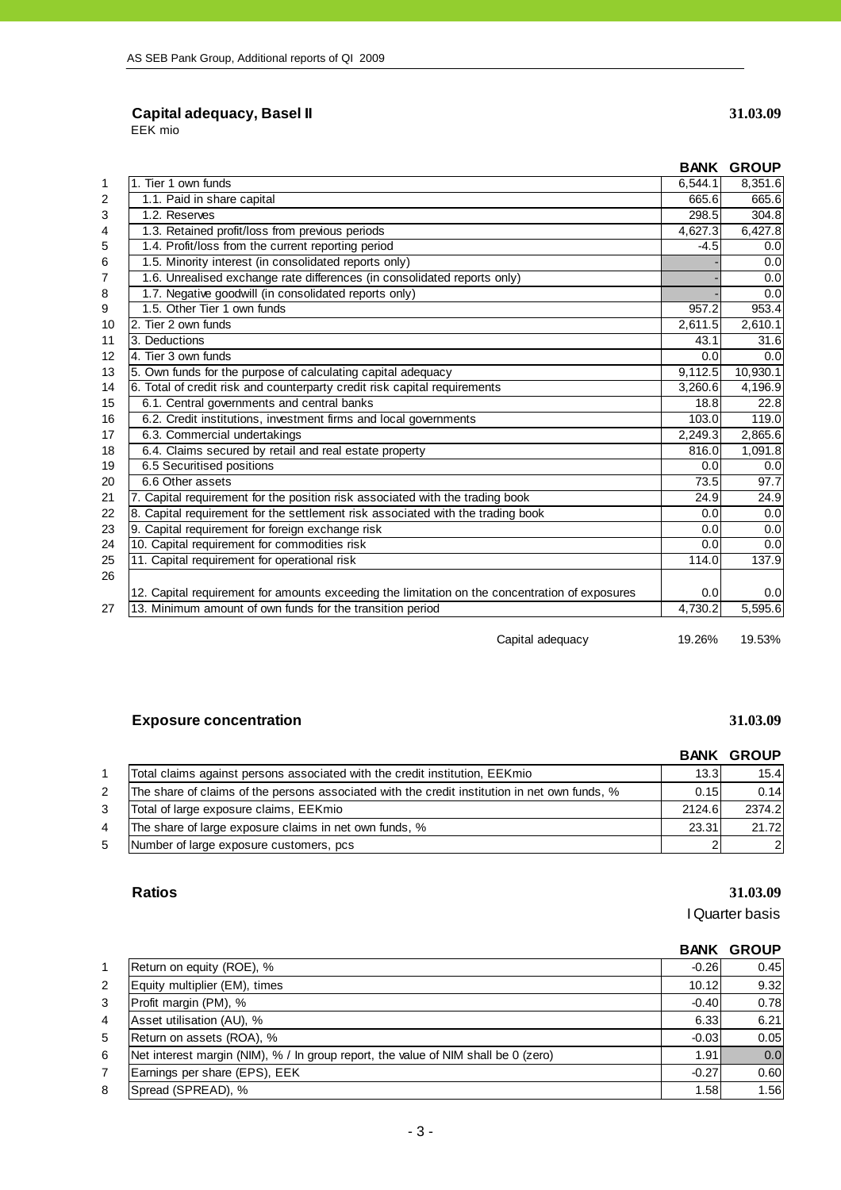## Capital adequacy, Basel II

EEK mio

**31.03.09**

| | | BANK | GROUP |
|---|---|---|---|
| 1 | 1. Tier 1 own funds | 6,544.1 | 8,351.6 |
| 2 | 1.1. Paid in share capital | 665.6 | 665.6 |
| 3 | 1.2. Reserves | 298.5 | 304.8 |
| 4 | 1.3. Retained profit/loss from previous periods | 4,627.3 | 6,427.8 |
| 5 | 1.4. Profit/loss from the current reporting period | -4.5 | 0.0 |
| 6 | 1.5. Minority interest (in consolidated reports only) | - | 0.0 |
| 7 | 1.6. Unrealised exchange rate differences (in consolidated reports only) | - | 0.0 |
| 8 | 1.7. Negative goodwill (in consolidated reports only) | - | 0.0 |
| 9 | 1.5. Other Tier 1 own funds | 957.2 | 953.4 |
| 10 | 2. Tier 2 own funds | 2,611.5 | 2,610.1 |
| 11 | 3. Deductions | 43.1 | 31.6 |
| 12 | 4. Tier 3 own funds | 0.0 | 0.0 |
| 13 | 5. Own funds for the purpose of calculating capital adequacy | 9,112.5 | 10,930.1 |
| 14 | 6. Total of credit risk and counterparty credit risk capital requirements | 3,260.6 | 4,196.9 |
| 15 | 6.1. Central governments and central banks | 18.8 | 22.8 |
| 16 | 6.2. Credit institutions, investment firms and local governments | 103.0 | 119.0 |
| 17 | 6.3. Commercial undertakings | 2,249.3 | 2,865.6 |
| 18 | 6.4. Claims secured by retail and real estate property | 816.0 | 1,091.8 |
| 19 | 6.5 Securitised positions | 0.0 | 0.0 |
| 20 | 6.6 Other assets | 73.5 | 97.7 |
| 21 | 7. Capital requirement for the position risk associated with the trading book | 24.9 | 24.9 |
| 22 | 8. Capital requirement for the settlement risk associated with the trading book | 0.0 | 0.0 |
| 23 | 9. Capital requirement for foreign exchange risk | 0.0 | 0.0 |
| 24 | 10. Capital requirement for commodities risk | 0.0 | 0.0 |
| 25 | 11. Capital requirement for operational risk | 114.0 | 137.9 |
| 26 | 12. Capital requirement for amounts exceeding the limitation on the concentration of exposures | 0.0 | 0.0 |
| 27 | 13. Minimum amount of own funds for the transition period | 4,730.2 | 5,595.6 |
| | Capital adequacy | 19.26% | 19.53% |

## Exposure concentration

**31.03.09**

| | | BANK | GROUP |
|---|---|---|---|
| 1 | Total claims against persons associated with the credit institution, EEKmio | 13.3 | 15.4 |
| 2 | The share of claims of the persons associated with the credit institution in net own funds, % | 0.15 | 0.14 |
| 3 | Total of large exposure claims, EEKmio | 2124.6 | 2374.2 |
| 4 | The share of large exposure claims in net own funds, % | 23.31 | 21.72 |
| 5 | Number of large exposure customers, pcs | 2 | 2 |

## Ratios

**31.03.09**

I Quarter basis

| | | BANK | GROUP |
|---|---|---|---|
| 1 | Return on equity (ROE), % | -0.26 | 0.45 |
| 2 | Equity multiplier (EM), times | 10.12 | 9.32 |
| 3 | Profit margin (PM), % | -0.40 | 0.78 |
| 4 | Asset utilisation (AU), % | 6.33 | 6.21 |
| 5 | Return on assets (ROA), % | -0.03 | 0.05 |
| 6 | Net interest margin (NIM), % / In group report, the value of NIM shall be 0 (zero) | 1.91 | 0.0 |
| 7 | Earnings per share (EPS), EEK | -0.27 | 0.60 |
| 8 | Spread (SPREAD), % | 1.58 | 1.56 |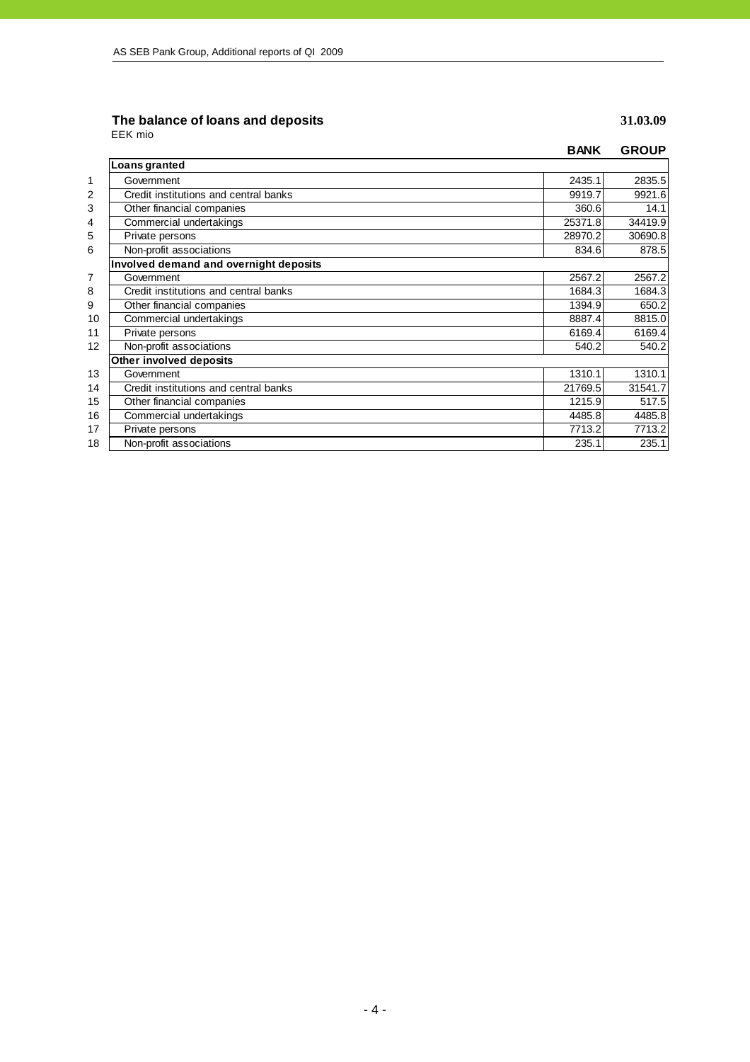## The balance of loans and deposits

EEK mio

31.03.09

| | | BANK | GROUP |
|---|---|---|---|
| | **Loans granted** | | |
| 1 | Government | 2435.1 | 2835.5 |
| 2 | Credit institutions and central banks | 9919.7 | 9921.6 |
| 3 | Other financial companies | 360.6 | 14.1 |
| 4 | Commercial undertakings | 25371.8 | 34419.9 |
| 5 | Private persons | 28970.2 | 30690.8 |
| 6 | Non-profit associations | 834.6 | 878.5 |
| | **Involved demand and overnight deposits** | | |
| 7 | Government | 2567.2 | 2567.2 |
| 8 | Credit institutions and central banks | 1684.3 | 1684.3 |
| 9 | Other financial companies | 1394.9 | 650.2 |
| 10 | Commercial undertakings | 8887.4 | 8815.0 |
| 11 | Private persons | 6169.4 | 6169.4 |
| 12 | Non-profit associations | 540.2 | 540.2 |
| | **Other involved deposits** | | |
| 13 | Government | 1310.1 | 1310.1 |
| 14 | Credit institutions and central banks | 21769.5 | 31541.7 |
| 15 | Other financial companies | 1215.9 | 517.5 |
| 16 | Commercial undertakings | 4485.8 | 4485.8 |
| 17 | Private persons | 7713.2 | 7713.2 |
| 18 | Non-profit associations | 235.1 | 235.1 |